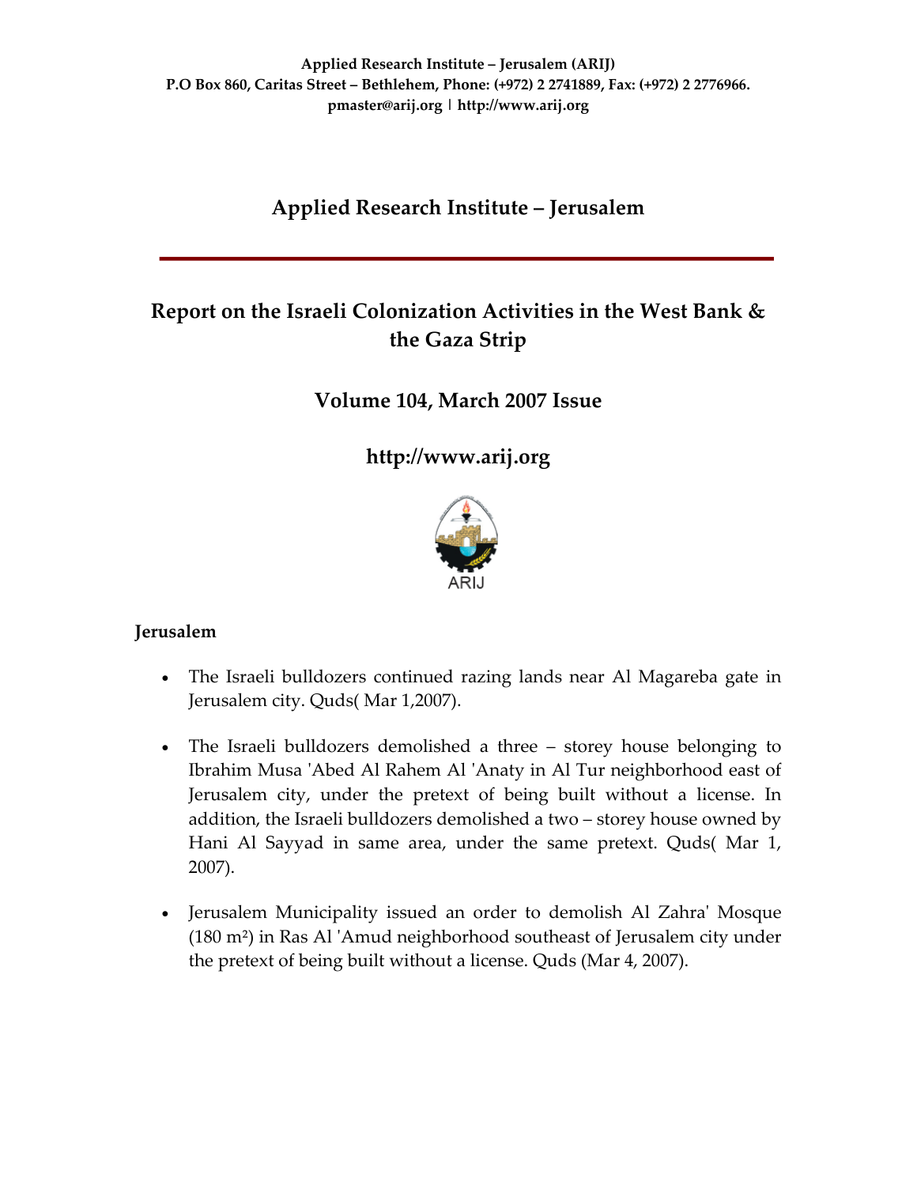**Applied Research Institute – Jerusalem (ARIJ)**
**P.O Box 860, Caritas Street – Bethlehem, Phone: (+972) 2 2741889, Fax: (+972) 2 2776966.**
**pmaster@arij.org | http://www.arij.org**

# Applied Research Institute – Jerusalem

## Report on the Israeli Colonization Activities in the West Bank & the Gaza Strip

## Volume 104, March 2007 Issue

## http://www.arij.org

ARIJ

### Jerusalem

- The Israeli bulldozers continued razing lands near Al Magareba gate in Jerusalem city. Quds( Mar 1,2007).

- The Israeli bulldozers demolished a three – storey house belonging to Ibrahim Musa 'Abed Al Rahem Al 'Anaty in Al Tur neighborhood east of Jerusalem city, under the pretext of being built without a license. In addition, the Israeli bulldozers demolished a two – storey house owned by Hani Al Sayyad in same area, under the same pretext. Quds( Mar 1, 2007).

- Jerusalem Municipality issued an order to demolish Al Zahra' Mosque (180 $m^2$) in Ras Al 'Amud neighborhood southeast of Jerusalem city under the pretext of being built without a license. Quds (Mar 4, 2007).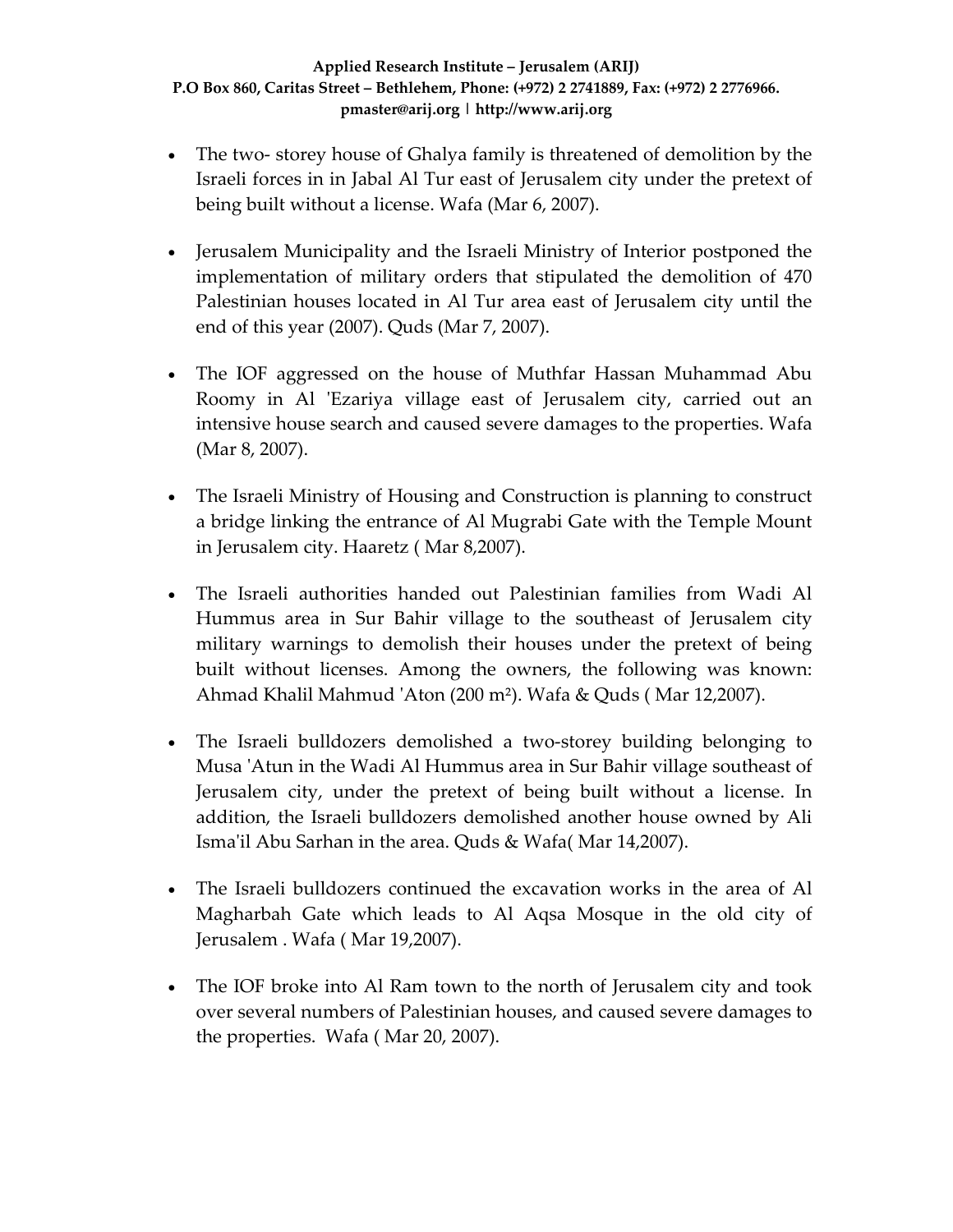- The two- storey house of Ghalya family is threatened of demolition by the Israeli forces in in Jabal Al Tur east of Jerusalem city under the pretext of being built without a license. Wafa (Mar 6, 2007).

- Jerusalem Municipality and the Israeli Ministry of Interior postponed the implementation of military orders that stipulated the demolition of 470 Palestinian houses located in Al Tur area east of Jerusalem city until the end of this year (2007). Quds (Mar 7, 2007).

- The IOF aggressed on the house of Muthfar Hassan Muhammad Abu Roomy in Al 'Ezariya village east of Jerusalem city, carried out an intensive house search and caused severe damages to the properties. Wafa (Mar 8, 2007).

- The Israeli Ministry of Housing and Construction is planning to construct a bridge linking the entrance of Al Mugrabi Gate with the Temple Mount in Jerusalem city. Haaretz ( Mar 8,2007).

- The Israeli authorities handed out Palestinian families from Wadi Al Hummus area in Sur Bahir village to the southeast of Jerusalem city military warnings to demolish their houses under the pretext of being built without licenses. Among the owners, the following was known: Ahmad Khalil Mahmud 'Aton (200 m²). Wafa & Quds ( Mar 12,2007).

- The Israeli bulldozers demolished a two-storey building belonging to Musa 'Atun in the Wadi Al Hummus area in Sur Bahir village southeast of Jerusalem city, under the pretext of being built without a license. In addition, the Israeli bulldozers demolished another house owned by Ali Isma'il Abu Sarhan in the area. Quds & Wafa( Mar 14,2007).

- The Israeli bulldozers continued the excavation works in the area of Al Magharbah Gate which leads to Al Aqsa Mosque in the old city of Jerusalem . Wafa ( Mar 19,2007).

- The IOF broke into Al Ram town to the north of Jerusalem city and took over several numbers of Palestinian houses, and caused severe damages to the properties. Wafa ( Mar 20, 2007).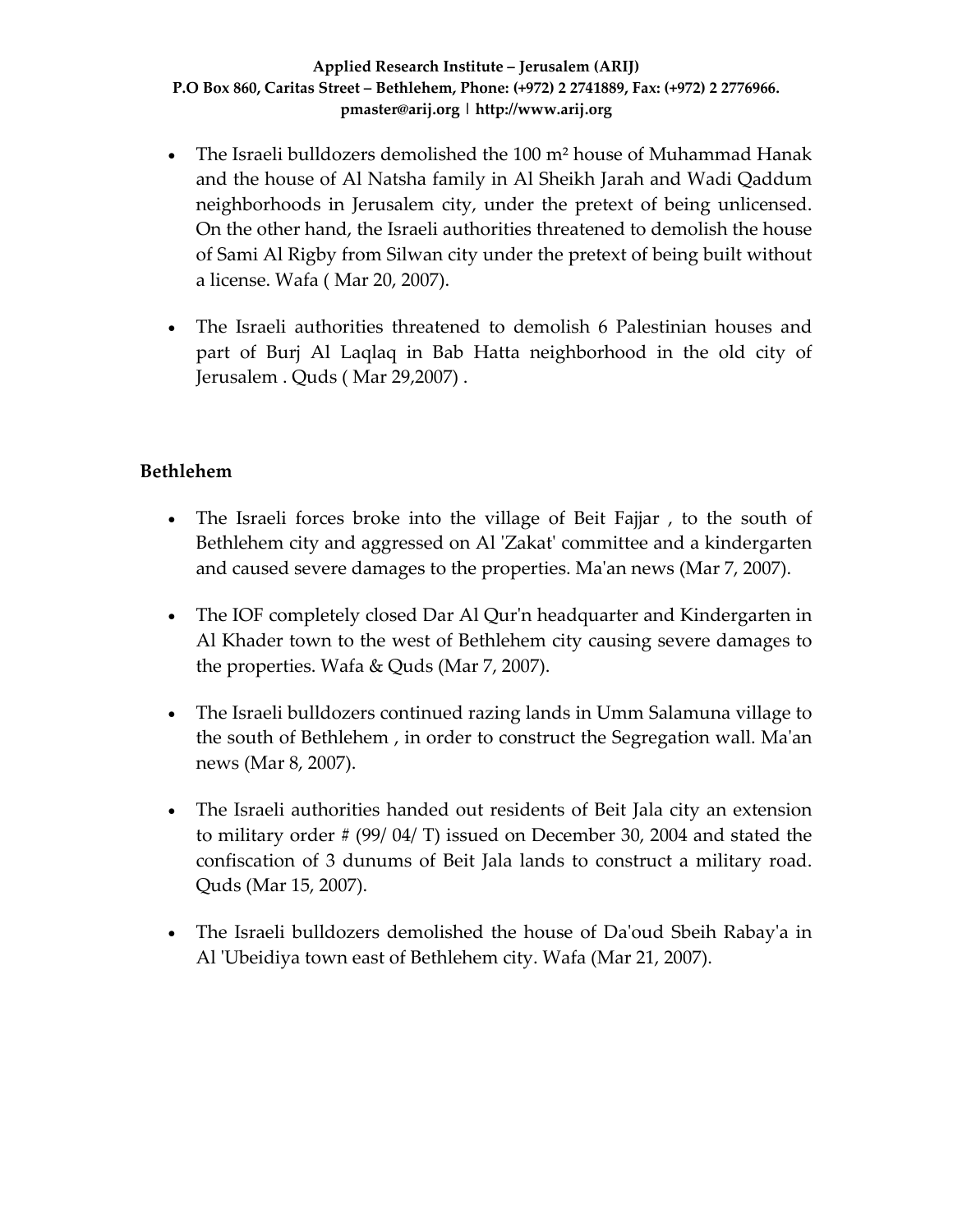- The Israeli bulldozers demolished the 100 m² house of Muhammad Hanak and the house of Al Natsha family in Al Sheikh Jarah and Wadi Qaddum neighborhoods in Jerusalem city, under the pretext of being unlicensed. On the other hand, the Israeli authorities threatened to demolish the house of Sami Al Rigby from Silwan city under the pretext of being built without a license. Wafa ( Mar 20, 2007).

- The Israeli authorities threatened to demolish 6 Palestinian houses and part of Burj Al Laqlaq in Bab Hatta neighborhood in the old city of Jerusalem . Quds ( Mar 29,2007) .

### Bethlehem

- The Israeli forces broke into the village of Beit Fajjar , to the south of Bethlehem city and aggressed on Al 'Zakat' committee and a kindergarten and caused severe damages to the properties. Ma'an news (Mar 7, 2007).

- The IOF completely closed Dar Al Qur'n headquarter and Kindergarten in Al Khader town to the west of Bethlehem city causing severe damages to the properties. Wafa & Quds (Mar 7, 2007).

- The Israeli bulldozers continued razing lands in Umm Salamuna village to the south of Bethlehem , in order to construct the Segregation wall. Ma'an news (Mar 8, 2007).

- The Israeli authorities handed out residents of Beit Jala city an extension to military order # (99/ 04/ T) issued on December 30, 2004 and stated the confiscation of 3 dunums of Beit Jala lands to construct a military road. Quds (Mar 15, 2007).

- The Israeli bulldozers demolished the house of Da'oud Sbeih Rabay'a in Al 'Ubeidiya town east of Bethlehem city. Wafa (Mar 21, 2007).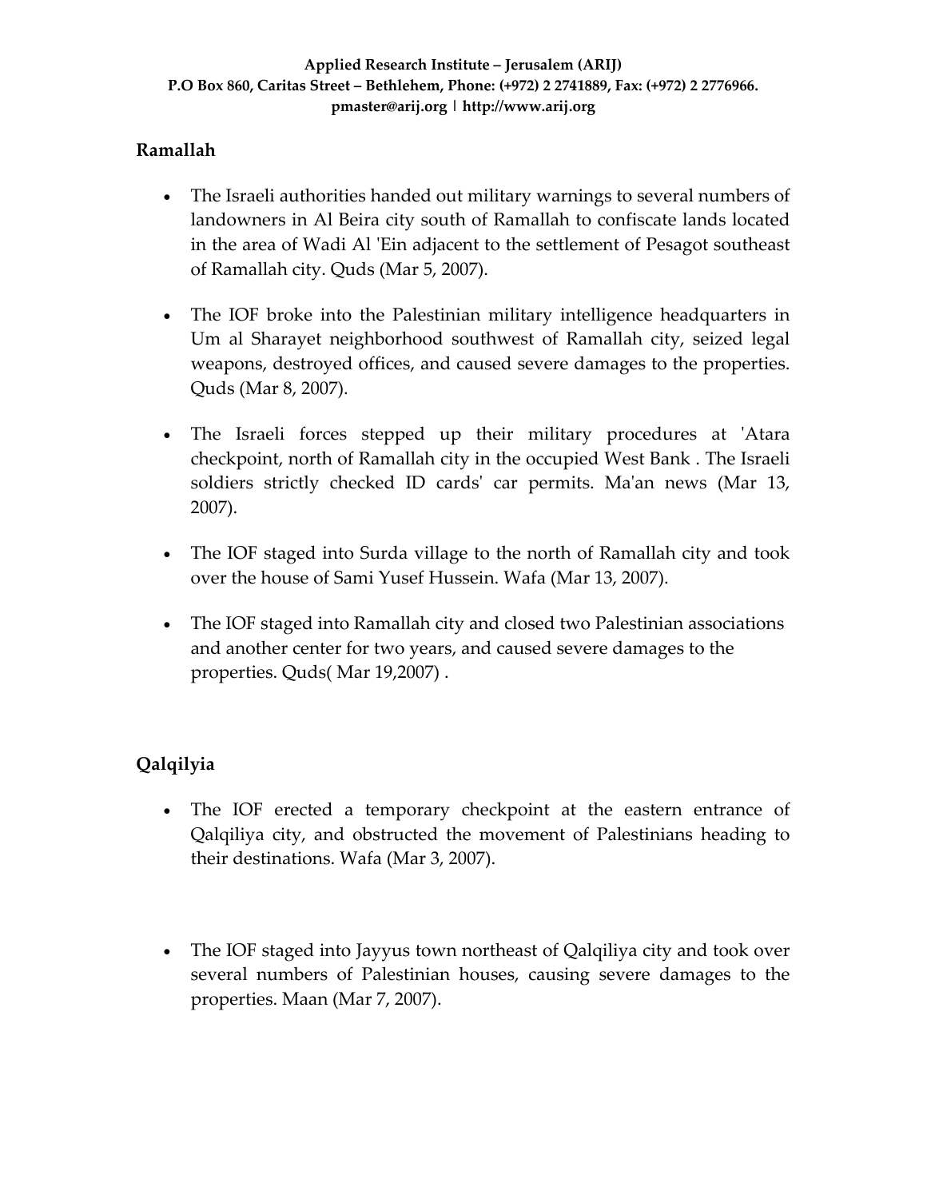## Ramallah

- The Israeli authorities handed out military warnings to several numbers of landowners in Al Beira city south of Ramallah to confiscate lands located in the area of Wadi Al 'Ein adjacent to the settlement of Pesagot southeast of Ramallah city. Quds (Mar 5, 2007).

- The IOF broke into the Palestinian military intelligence headquarters in Um al Sharayet neighborhood southwest of Ramallah city, seized legal weapons, destroyed offices, and caused severe damages to the properties. Quds (Mar 8, 2007).

- The Israeli forces stepped up their military procedures at 'Atara checkpoint, north of Ramallah city in the occupied West Bank . The Israeli soldiers strictly checked ID cards' car permits. Ma'an news (Mar 13, 2007).

- The IOF staged into Surda village to the north of Ramallah city and took over the house of Sami Yusef Hussein. Wafa (Mar 13, 2007).

- The IOF staged into Ramallah city and closed two Palestinian associations and another center for two years, and caused severe damages to the properties. Quds( Mar 19,2007) .

## Qalqilyia

- The IOF erected a temporary checkpoint at the eastern entrance of Qalqiliya city, and obstructed the movement of Palestinians heading to their destinations. Wafa (Mar 3, 2007).

- The IOF staged into Jayyus town northeast of Qalqiliya city and took over several numbers of Palestinian houses, causing severe damages to the properties. Maan (Mar 7, 2007).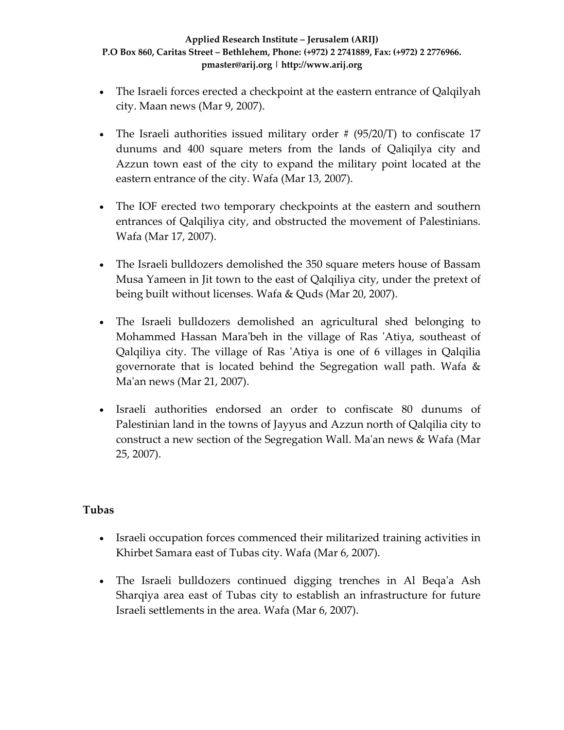- The Israeli forces erected a checkpoint at the eastern entrance of Qalqilyah city. Maan news (Mar 9, 2007).
- The Israeli authorities issued military order # (95/20/T) to confiscate 17 dunums and 400 square meters from the lands of Qaliqilya city and Azzun town east of the city to expand the military point located at the eastern entrance of the city. Wafa (Mar 13, 2007).
- The IOF erected two temporary checkpoints at the eastern and southern entrances of Qalqiliya city, and obstructed the movement of Palestinians. Wafa (Mar 17, 2007).
- The Israeli bulldozers demolished the 350 square meters house of Bassam Musa Yameen in Jit town to the east of Qalqiliya city, under the pretext of being built without licenses. Wafa & Quds (Mar 20, 2007).
- The Israeli bulldozers demolished an agricultural shed belonging to Mohammed Hassan Mara'beh in the village of Ras 'Atiya, southeast of Qalqiliya city. The village of Ras 'Atiya is one of 6 villages in Qalqilia governorate that is located behind the Segregation wall path. Wafa & Ma'an news (Mar 21, 2007).
- Israeli authorities endorsed an order to confiscate 80 dunums of Palestinian land in the towns of Jayyus and Azzun north of Qalqilia city to construct a new section of the Segregation Wall. Ma'an news & Wafa (Mar 25, 2007).

**Tubas**

- Israeli occupation forces commenced their militarized training activities in Khirbet Samara east of Tubas city. Wafa (Mar 6, 2007).
- The Israeli bulldozers continued digging trenches in Al Beqa'a Ash Sharqiya area east of Tubas city to establish an infrastructure for future Israeli settlements in the area. Wafa (Mar 6, 2007).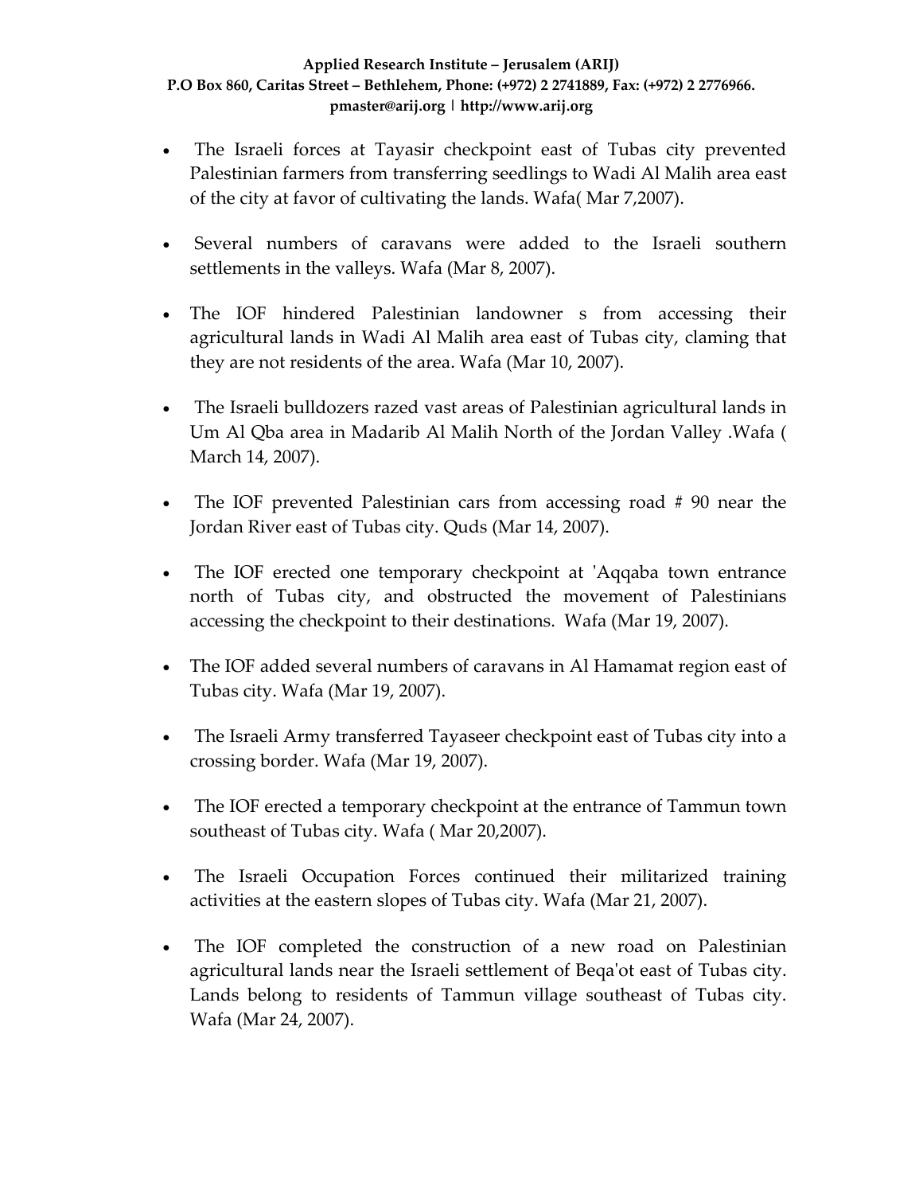- The Israeli forces at Tayasir checkpoint east of Tubas city prevented Palestinian farmers from transferring seedlings to Wadi Al Malih area east of the city at favor of cultivating the lands. Wafa( Mar 7,2007).

- Several numbers of caravans were added to the Israeli southern settlements in the valleys. Wafa (Mar 8, 2007).

- The IOF hindered Palestinian landowner s from accessing their agricultural lands in Wadi Al Malih area east of Tubas city, claming that they are not residents of the area. Wafa (Mar 10, 2007).

- The Israeli bulldozers razed vast areas of Palestinian agricultural lands in Um Al Qba area in Madarib Al Malih North of the Jordan Valley .Wafa ( March 14, 2007).

- The IOF prevented Palestinian cars from accessing road # 90 near the Jordan River east of Tubas city. Quds (Mar 14, 2007).

- The IOF erected one temporary checkpoint at 'Aqqaba town entrance north of Tubas city, and obstructed the movement of Palestinians accessing the checkpoint to their destinations. Wafa (Mar 19, 2007).

- The IOF added several numbers of caravans in Al Hamamat region east of Tubas city. Wafa (Mar 19, 2007).

- The Israeli Army transferred Tayaseer checkpoint east of Tubas city into a crossing border. Wafa (Mar 19, 2007).

- The IOF erected a temporary checkpoint at the entrance of Tammun town southeast of Tubas city. Wafa ( Mar 20,2007).

- The Israeli Occupation Forces continued their militarized training activities at the eastern slopes of Tubas city. Wafa (Mar 21, 2007).

- The IOF completed the construction of a new road on Palestinian agricultural lands near the Israeli settlement of Beqa'ot east of Tubas city. Lands belong to residents of Tammun village southeast of Tubas city. Wafa (Mar 24, 2007).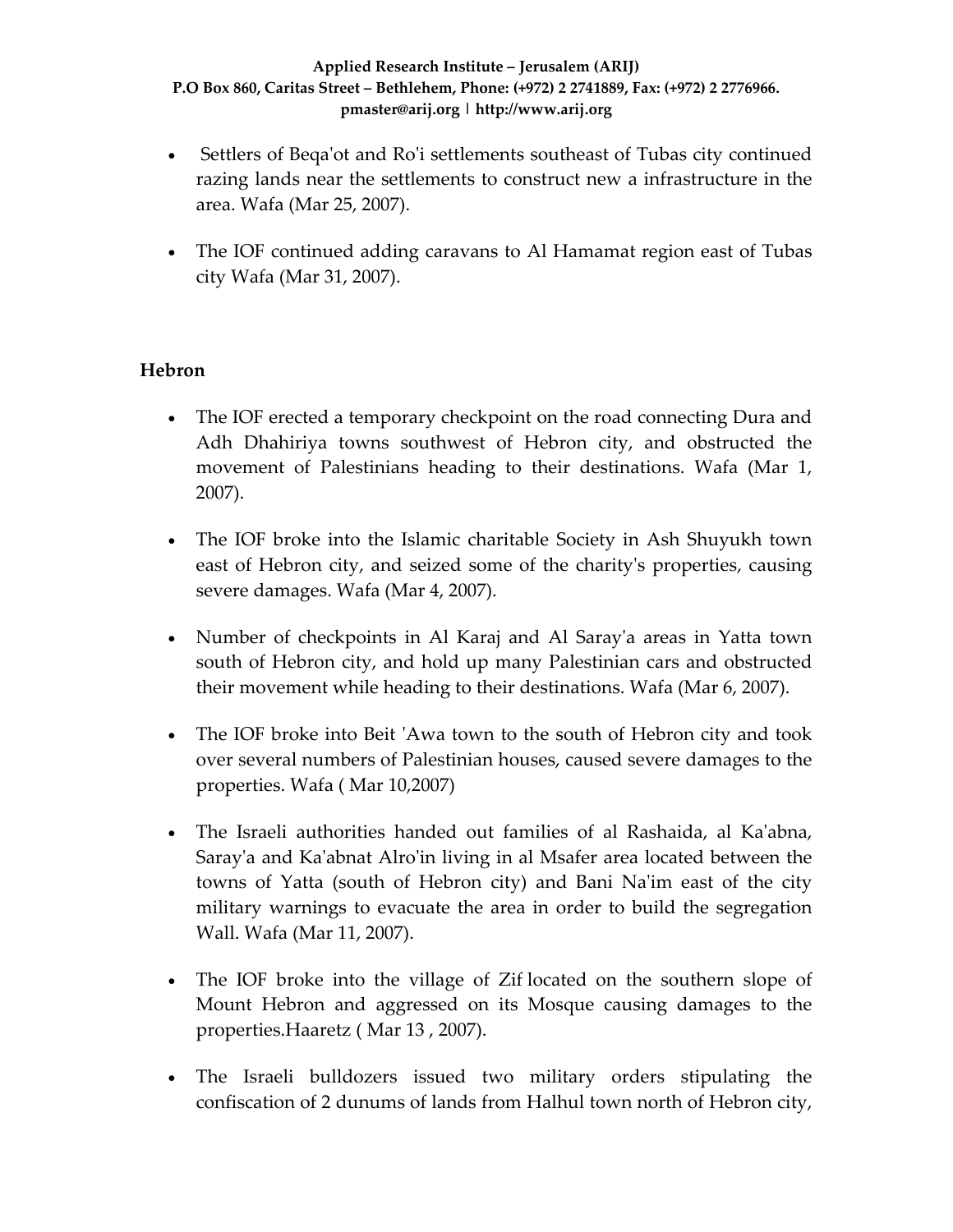- Settlers of Beqa'ot and Ro'i settlements southeast of Tubas city continued razing lands near the settlements to construct new a infrastructure in the area. Wafa (Mar 25, 2007).

- The IOF continued adding caravans to Al Hamamat region east of Tubas city Wafa (Mar 31, 2007).

**Hebron**

- The IOF erected a temporary checkpoint on the road connecting Dura and Adh Dhahiriya towns southwest of Hebron city, and obstructed the movement of Palestinians heading to their destinations. Wafa (Mar 1, 2007).

- The IOF broke into the Islamic charitable Society in Ash Shuyukh town east of Hebron city, and seized some of the charity's properties, causing severe damages. Wafa (Mar 4, 2007).

- Number of checkpoints in Al Karaj and Al Saray'a areas in Yatta town south of Hebron city, and hold up many Palestinian cars and obstructed their movement while heading to their destinations. Wafa (Mar 6, 2007).

- The IOF broke into Beit 'Awa town to the south of Hebron city and took over several numbers of Palestinian houses, caused severe damages to the properties. Wafa ( Mar 10,2007)

- The Israeli authorities handed out families of al Rashaida, al Ka'abna, Saray'a and Ka'abnat Alro'in living in al Msafer area located between the towns of Yatta (south of Hebron city) and Bani Na'im east of the city military warnings to evacuate the area in order to build the segregation Wall. Wafa (Mar 11, 2007).

- The IOF broke into the village of Zif located on the southern slope of Mount Hebron and aggressed on its Mosque causing damages to the properties.Haaretz ( Mar 13 , 2007).

- The Israeli bulldozers issued two military orders stipulating the confiscation of 2 dunums of lands from Halhul town north of Hebron city,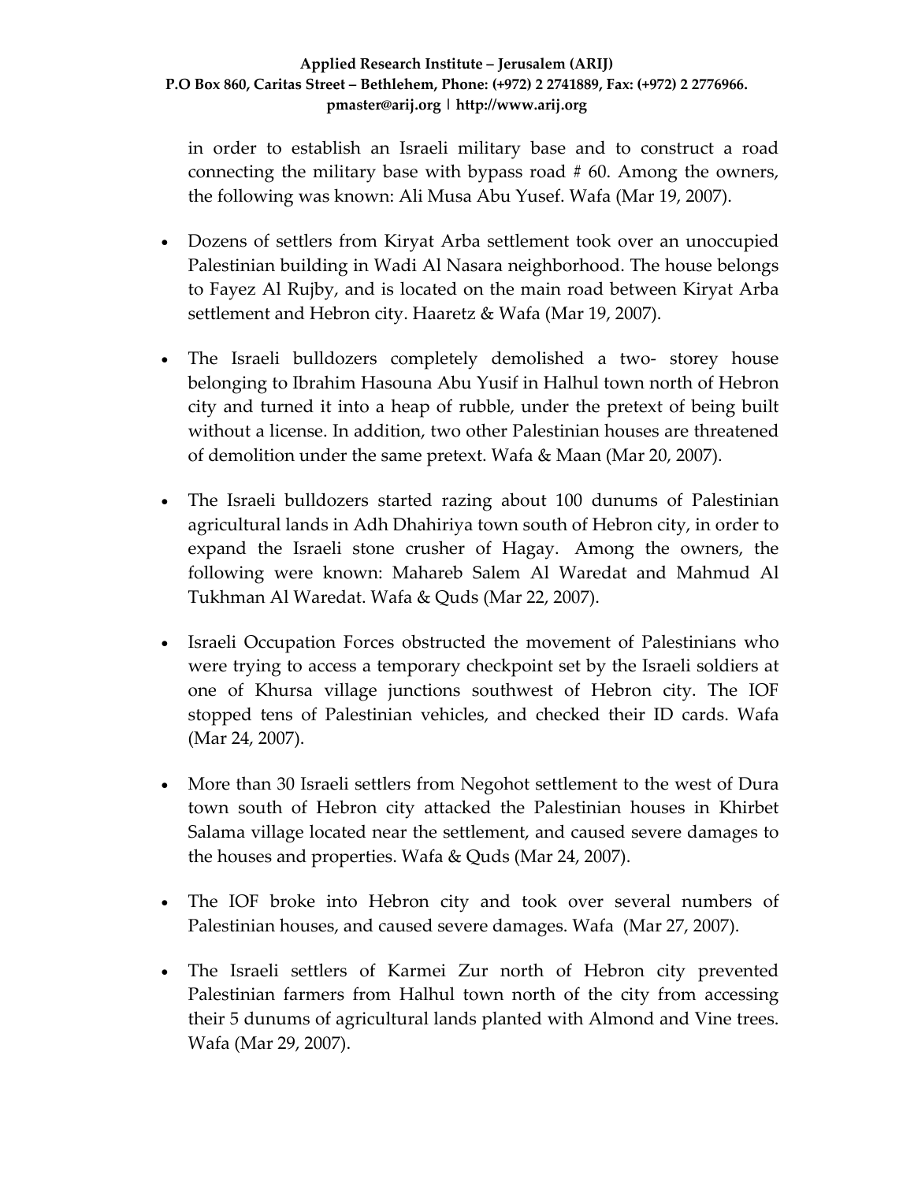in order to establish an Israeli military base and to construct a road connecting the military base with bypass road # 60. Among the owners, the following was known: Ali Musa Abu Yusef. Wafa (Mar 19, 2007).

- Dozens of settlers from Kiryat Arba settlement took over an unoccupied Palestinian building in Wadi Al Nasara neighborhood. The house belongs to Fayez Al Rujby, and is located on the main road between Kiryat Arba settlement and Hebron city. Haaretz & Wafa (Mar 19, 2007).

- The Israeli bulldozers completely demolished a two- storey house belonging to Ibrahim Hasouna Abu Yusif in Halhul town north of Hebron city and turned it into a heap of rubble, under the pretext of being built without a license. In addition, two other Palestinian houses are threatened of demolition under the same pretext. Wafa & Maan (Mar 20, 2007).

- The Israeli bulldozers started razing about 100 dunums of Palestinian agricultural lands in Adh Dhahiriya town south of Hebron city, in order to expand the Israeli stone crusher of Hagay. Among the owners, the following were known: Mahareb Salem Al Waredat and Mahmud Al Tukhman Al Waredat. Wafa & Quds (Mar 22, 2007).

- Israeli Occupation Forces obstructed the movement of Palestinians who were trying to access a temporary checkpoint set by the Israeli soldiers at one of Khursa village junctions southwest of Hebron city. The IOF stopped tens of Palestinian vehicles, and checked their ID cards. Wafa (Mar 24, 2007).

- More than 30 Israeli settlers from Negohot settlement to the west of Dura town south of Hebron city attacked the Palestinian houses in Khirbet Salama village located near the settlement, and caused severe damages to the houses and properties. Wafa & Quds (Mar 24, 2007).

- The IOF broke into Hebron city and took over several numbers of Palestinian houses, and caused severe damages. Wafa (Mar 27, 2007).

- The Israeli settlers of Karmei Zur north of Hebron city prevented Palestinian farmers from Halhul town north of the city from accessing their 5 dunums of agricultural lands planted with Almond and Vine trees. Wafa (Mar 29, 2007).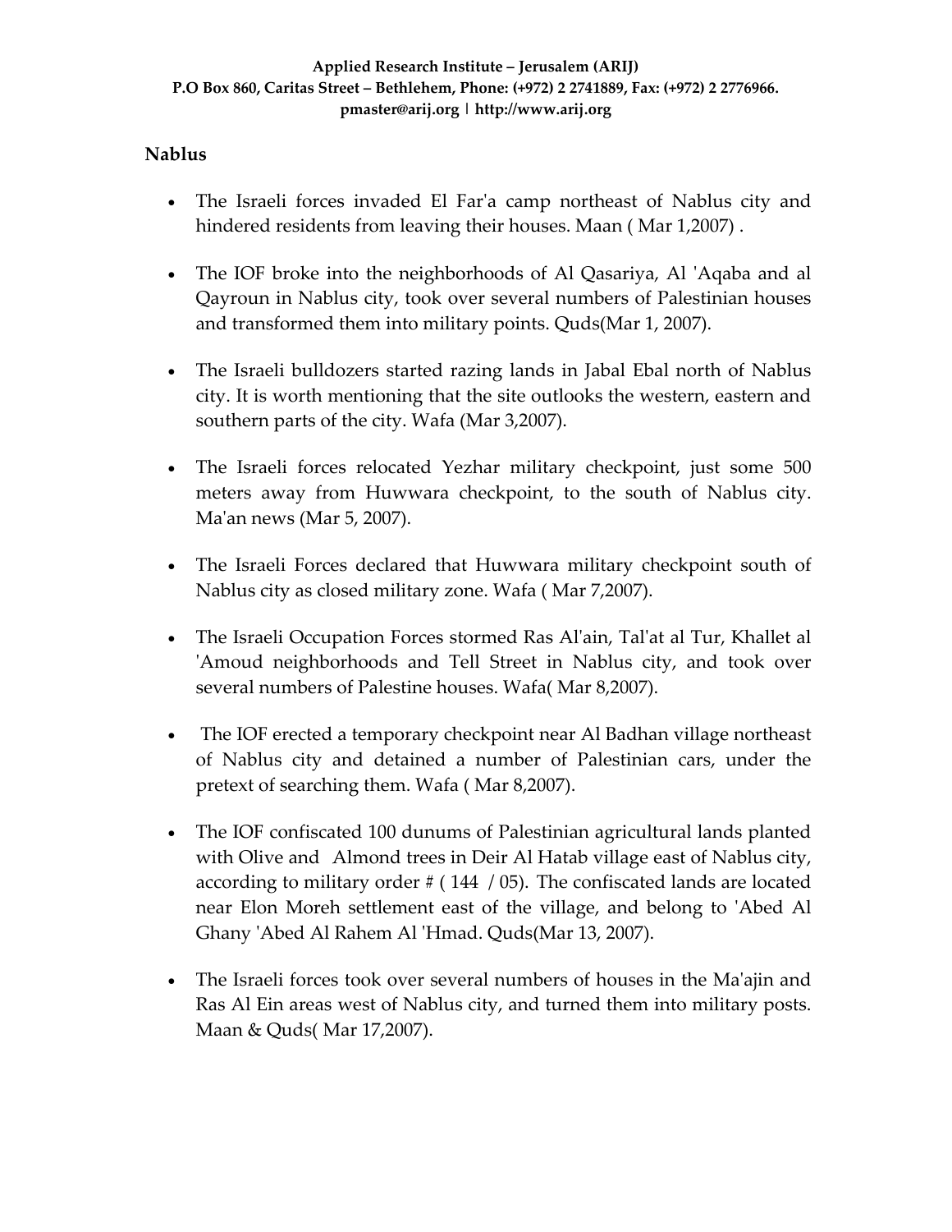## Nablus

- The Israeli forces invaded El Far'a camp northeast of Nablus city and hindered residents from leaving their houses. Maan ( Mar 1,2007) .

- The IOF broke into the neighborhoods of Al Qasariya, Al 'Aqaba and al Qayroun in Nablus city, took over several numbers of Palestinian houses and transformed them into military points. Quds(Mar 1, 2007).

- The Israeli bulldozers started razing lands in Jabal Ebal north of Nablus city. It is worth mentioning that the site outlooks the western, eastern and southern parts of the city. Wafa (Mar 3,2007).

- The Israeli forces relocated Yezhar military checkpoint, just some 500 meters away from Huwwara checkpoint, to the south of Nablus city. Ma'an news (Mar 5, 2007).

- The Israeli Forces declared that Huwwara military checkpoint south of Nablus city as closed military zone. Wafa ( Mar 7,2007).

- The Israeli Occupation Forces stormed Ras Al'ain, Tal'at al Tur, Khallet al 'Amoud neighborhoods and Tell Street in Nablus city, and took over several numbers of Palestine houses. Wafa( Mar 8,2007).

- The IOF erected a temporary checkpoint near Al Badhan village northeast of Nablus city and detained a number of Palestinian cars, under the pretext of searching them. Wafa ( Mar 8,2007).

- The IOF confiscated 100 dunums of Palestinian agricultural lands planted with Olive and Almond trees in Deir Al Hatab village east of Nablus city, according to military order # ( 144 / 05). The confiscated lands are located near Elon Moreh settlement east of the village, and belong to 'Abed Al Ghany 'Abed Al Rahem Al 'Hmad. Quds(Mar 13, 2007).

- The Israeli forces took over several numbers of houses in the Ma'ajin and Ras Al Ein areas west of Nablus city, and turned them into military posts. Maan & Quds( Mar 17,2007).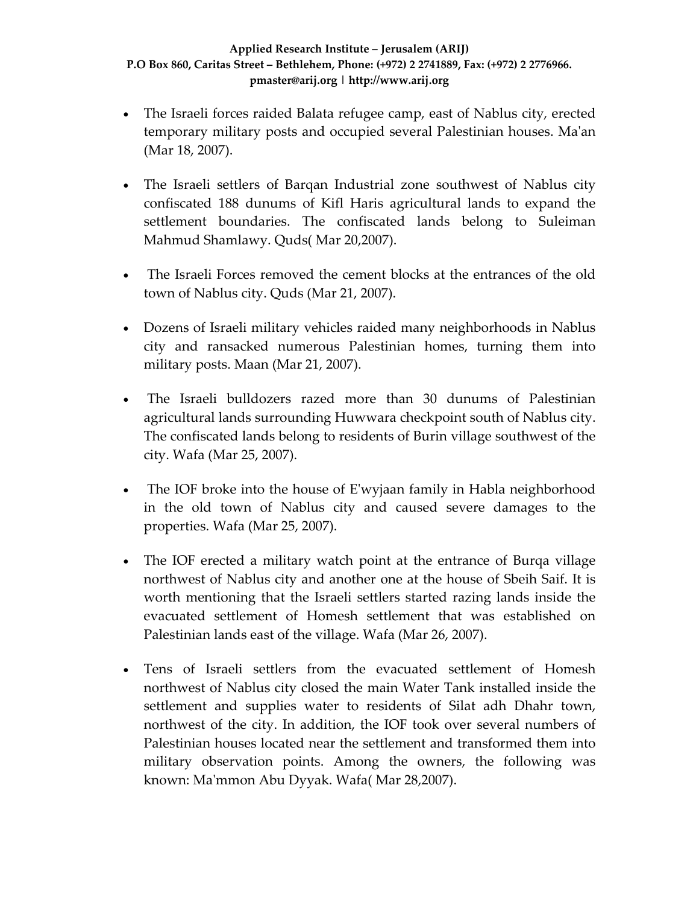- The Israeli forces raided Balata refugee camp, east of Nablus city, erected temporary military posts and occupied several Palestinian houses. Ma'an (Mar 18, 2007).

- The Israeli settlers of Barqan Industrial zone southwest of Nablus city confiscated 188 dunums of Kifl Haris agricultural lands to expand the settlement boundaries. The confiscated lands belong to Suleiman Mahmud Shamlawy. Quds( Mar 20,2007).

- The Israeli Forces removed the cement blocks at the entrances of the old town of Nablus city. Quds (Mar 21, 2007).

- Dozens of Israeli military vehicles raided many neighborhoods in Nablus city and ransacked numerous Palestinian homes, turning them into military posts. Maan (Mar 21, 2007).

- The Israeli bulldozers razed more than 30 dunums of Palestinian agricultural lands surrounding Huwwara checkpoint south of Nablus city. The confiscated lands belong to residents of Burin village southwest of the city. Wafa (Mar 25, 2007).

- The IOF broke into the house of E'wyjaan family in Habla neighborhood in the old town of Nablus city and caused severe damages to the properties. Wafa (Mar 25, 2007).

- The IOF erected a military watch point at the entrance of Burqa village northwest of Nablus city and another one at the house of Sbeih Saif. It is worth mentioning that the Israeli settlers started razing lands inside the evacuated settlement of Homesh settlement that was established on Palestinian lands east of the village. Wafa (Mar 26, 2007).

- Tens of Israeli settlers from the evacuated settlement of Homesh northwest of Nablus city closed the main Water Tank installed inside the settlement and supplies water to residents of Silat adh Dhahr town, northwest of the city. In addition, the IOF took over several numbers of Palestinian houses located near the settlement and transformed them into military observation points. Among the owners, the following was known: Ma'mmon Abu Dyyak. Wafa( Mar 28,2007).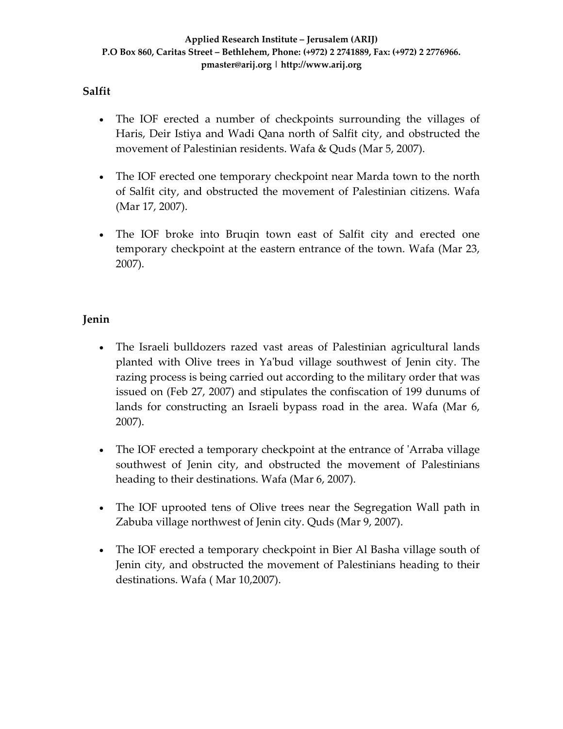## Salfit

- The IOF erected a number of checkpoints surrounding the villages of Haris, Deir Istiya and Wadi Qana north of Salfit city, and obstructed the movement of Palestinian residents. Wafa & Quds (Mar 5, 2007).

- The IOF erected one temporary checkpoint near Marda town to the north of Salfit city, and obstructed the movement of Palestinian citizens. Wafa (Mar 17, 2007).

- The IOF broke into Bruqin town east of Salfit city and erected one temporary checkpoint at the eastern entrance of the town. Wafa (Mar 23, 2007).

## Jenin

- The Israeli bulldozers razed vast areas of Palestinian agricultural lands planted with Olive trees in Ya'bud village southwest of Jenin city. The razing process is being carried out according to the military order that was issued on (Feb 27, 2007) and stipulates the confiscation of 199 dunums of lands for constructing an Israeli bypass road in the area. Wafa (Mar 6, 2007).

- The IOF erected a temporary checkpoint at the entrance of 'Arraba village southwest of Jenin city, and obstructed the movement of Palestinians heading to their destinations. Wafa (Mar 6, 2007).

- The IOF uprooted tens of Olive trees near the Segregation Wall path in Zabuba village northwest of Jenin city. Quds (Mar 9, 2007).

- The IOF erected a temporary checkpoint in Bier Al Basha village south of Jenin city, and obstructed the movement of Palestinians heading to their destinations. Wafa ( Mar 10,2007).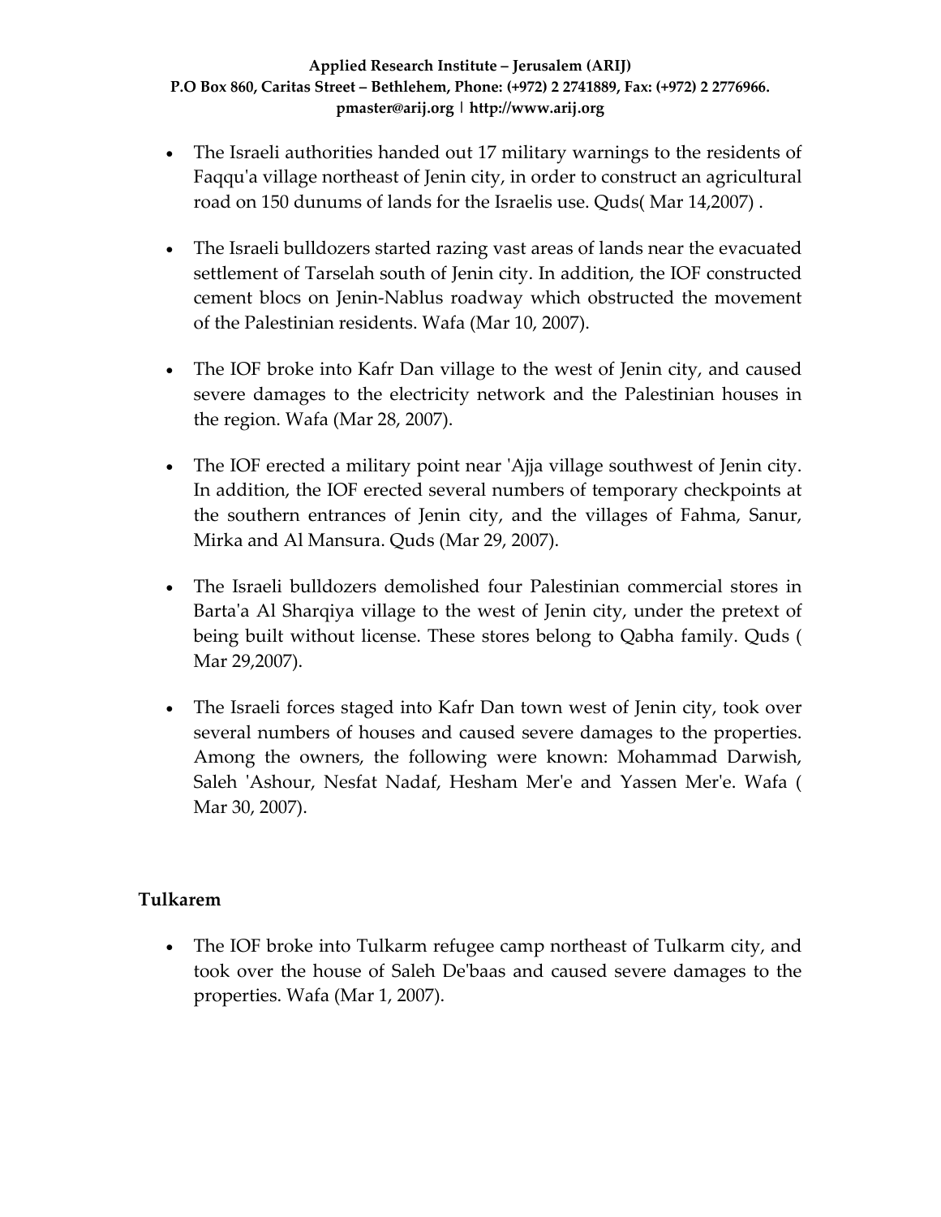- The Israeli authorities handed out 17 military warnings to the residents of Faqqu'a village northeast of Jenin city, in order to construct an agricultural road on 150 dunums of lands for the Israelis use. Quds( Mar 14,2007) .

- The Israeli bulldozers started razing vast areas of lands near the evacuated settlement of Tarselah south of Jenin city. In addition, the IOF constructed cement blocs on Jenin-Nablus roadway which obstructed the movement of the Palestinian residents. Wafa (Mar 10, 2007).

- The IOF broke into Kafr Dan village to the west of Jenin city, and caused severe damages to the electricity network and the Palestinian houses in the region. Wafa (Mar 28, 2007).

- The IOF erected a military point near 'Ajja village southwest of Jenin city. In addition, the IOF erected several numbers of temporary checkpoints at the southern entrances of Jenin city, and the villages of Fahma, Sanur, Mirka and Al Mansura. Quds (Mar 29, 2007).

- The Israeli bulldozers demolished four Palestinian commercial stores in Barta'a Al Sharqiya village to the west of Jenin city, under the pretext of being built without license. These stores belong to Qabha family. Quds ( Mar 29,2007).

- The Israeli forces staged into Kafr Dan town west of Jenin city, took over several numbers of houses and caused severe damages to the properties. Among the owners, the following were known: Mohammad Darwish, Saleh 'Ashour, Nesfat Nadaf, Hesham Mer'e and Yassen Mer'e. Wafa ( Mar 30, 2007).

## Tulkarem

- The IOF broke into Tulkarm refugee camp northeast of Tulkarm city, and took over the house of Saleh De'baas and caused severe damages to the properties. Wafa (Mar 1, 2007).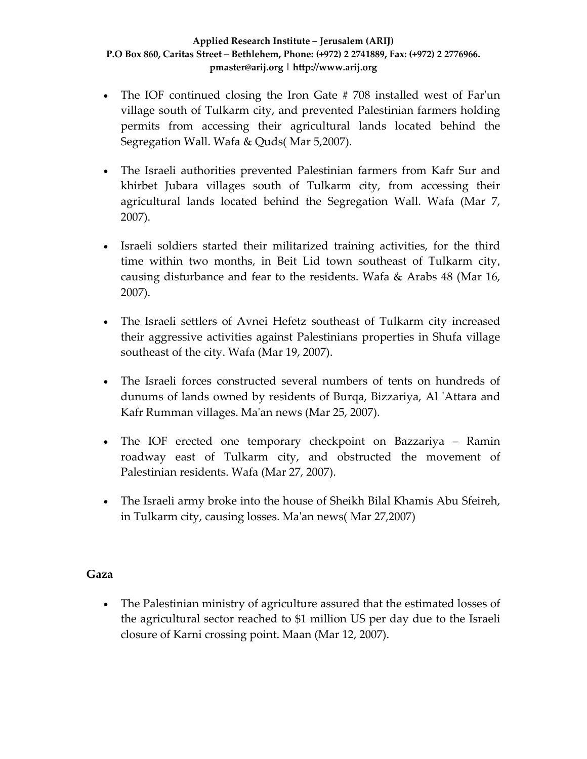- The IOF continued closing the Iron Gate # 708 installed west of Far'un village south of Tulkarm city, and prevented Palestinian farmers holding permits from accessing their agricultural lands located behind the Segregation Wall. Wafa & Quds( Mar 5,2007).

- The Israeli authorities prevented Palestinian farmers from Kafr Sur and khirbet Jubara villages south of Tulkarm city, from accessing their agricultural lands located behind the Segregation Wall. Wafa (Mar 7, 2007).

- Israeli soldiers started their militarized training activities, for the third time within two months, in Beit Lid town southeast of Tulkarm city, causing disturbance and fear to the residents. Wafa & Arabs 48 (Mar 16, 2007).

- The Israeli settlers of Avnei Hefetz southeast of Tulkarm city increased their aggressive activities against Palestinians properties in Shufa village southeast of the city. Wafa (Mar 19, 2007).

- The Israeli forces constructed several numbers of tents on hundreds of dunums of lands owned by residents of Burqa, Bizzariya, Al 'Attara and Kafr Rumman villages. Ma'an news (Mar 25, 2007).

- The IOF erected one temporary checkpoint on Bazzariya – Ramin roadway east of Tulkarm city, and obstructed the movement of Palestinian residents. Wafa (Mar 27, 2007).

- The Israeli army broke into the house of Sheikh Bilal Khamis Abu Sfeireh, in Tulkarm city, causing losses. Ma'an news( Mar 27,2007)

**Gaza**

- The Palestinian ministry of agriculture assured that the estimated losses of the agricultural sector reached to $1 million US per day due to the Israeli closure of Karni crossing point. Maan (Mar 12, 2007).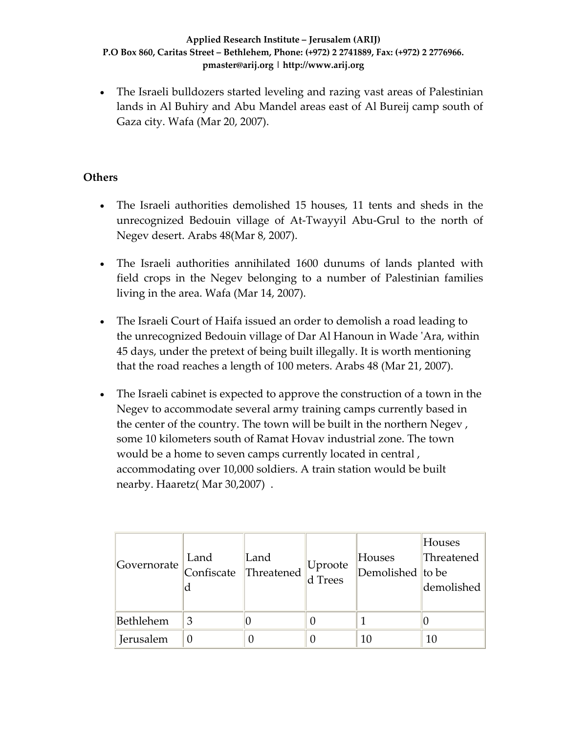- The Israeli bulldozers started leveling and razing vast areas of Palestinian lands in Al Buhiry and Abu Mandel areas east of Al Bureij camp south of Gaza city. Wafa (Mar 20, 2007).

## Others

- The Israeli authorities demolished 15 houses, 11 tents and sheds in the unrecognized Bedouin village of At-Twayyil Abu-Grul to the north of Negev desert. Arabs 48(Mar 8, 2007).
- The Israeli authorities annihilated 1600 dunums of lands planted with field crops in the Negev belonging to a number of Palestinian families living in the area. Wafa (Mar 14, 2007).
- The Israeli Court of Haifa issued an order to demolish a road leading to the unrecognized Bedouin village of Dar Al Hanoun in Wade 'Ara, within 45 days, under the pretext of being built illegally. It is worth mentioning that the road reaches a length of 100 meters. Arabs 48 (Mar 21, 2007).
- The Israeli cabinet is expected to approve the construction of a town in the Negev to accommodate several army training camps currently based in the center of the country. The town will be built in the northern Negev , some 10 kilometers south of Ramat Hovav industrial zone. The town would be a home to seven camps currently located in central , accommodating over 10,000 soldiers. A train station would be built nearby. Haaretz( Mar 30,2007) .

| Governorate | Land Confiscated | Land Threatened | Uprooted Trees | Houses Demolished | Houses Threatened to be demolished |
|---|---|---|---|---|---|
| Bethlehem | 3 | 0 | 0 | 1 | 0 |
| Jerusalem | 0 | 0 | 0 | 10 | 10 |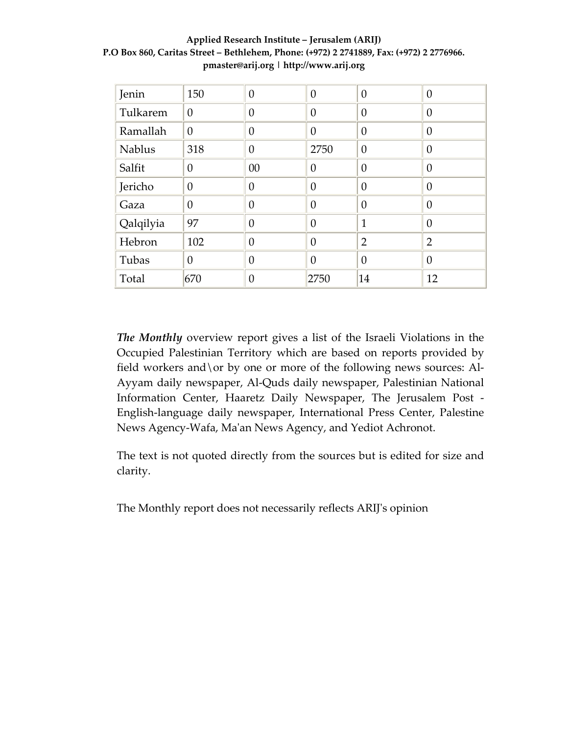| | | | | | |
|---|---|---|---|---|---|
| Jenin | 150 | 0 | 0 | 0 | 0 |
| Tulkarem | 0 | 0 | 0 | 0 | 0 |
| Ramallah | 0 | 0 | 0 | 0 | 0 |
| Nablus | 318 | 0 | 2750 | 0 | 0 |
| Salfit | 0 | 00 | 0 | 0 | 0 |
| Jericho | 0 | 0 | 0 | 0 | 0 |
| Gaza | 0 | 0 | 0 | 0 | 0 |
| Qalqilyia | 97 | 0 | 0 | 1 | 0 |
| Hebron | 102 | 0 | 0 | 2 | 2 |
| Tubas | 0 | 0 | 0 | 0 | 0 |
| Total | 670 | 0 | 2750 | 14 | 12 |

***The Monthly*** overview report gives a list of the Israeli Violations in the Occupied Palestinian Territory which are based on reports provided by field workers and\or by one or more of the following news sources: Al-Ayyam daily newspaper, Al-Quds daily newspaper, Palestinian National Information Center, Haaretz Daily Newspaper, The Jerusalem Post - English-language daily newspaper, International Press Center, Palestine News Agency-Wafa, Ma'an News Agency, and Yediot Achronot.

The text is not quoted directly from the sources but is edited for size and clarity.

The Monthly report does not necessarily reflects ARIJ's opinion